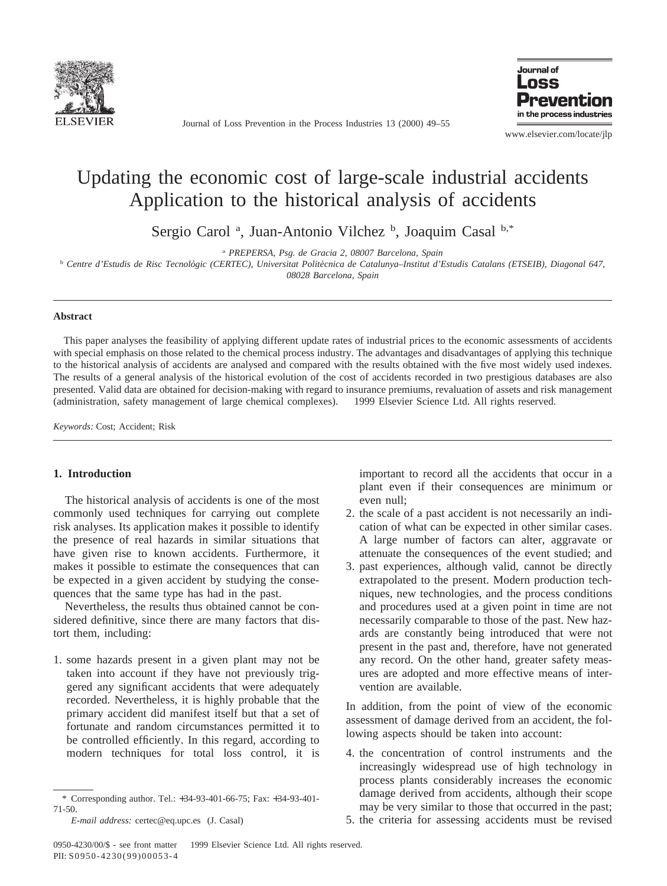# Updating the economic cost of large-scale industrial accidents Application to the historical analysis of accidents

Sergio Carol [a], Juan-Antonio Vilchez [b], Joaquim Casal [b,*]

[a] PREPERSA, Psg. de Gracia 2, 08007 Barcelona, Spain

[b] Centre d'Estudis de Risc Tecnològic (CERTEC), Universitat Politècnica de Catalunya–Institut d'Estudis Catalans (ETSEIB), Diagonal 647, 08028 Barcelona, Spain

## Abstract

This paper analyses the feasibility of applying different update rates of industrial prices to the economic assessments of accidents with special emphasis on those related to the chemical process industry. The advantages and disadvantages of applying this technique to the historical analysis of accidents are analysed and compared with the results obtained with the five most widely used indexes. The results of a general analysis of the historical evolution of the cost of accidents recorded in two prestigious databases are also presented. Valid data are obtained for decision-making with regard to insurance premiums, revaluation of assets and risk management (administration, safety management of large chemical complexes). © 1999 Elsevier Science Ltd. All rights reserved.

*Keywords:* Cost; Accident; Risk

## 1. Introduction

The historical analysis of accidents is one of the most commonly used techniques for carrying out complete risk analyses. Its application makes it possible to identify the presence of real hazards in similar situations that have given rise to known accidents. Furthermore, it makes it possible to estimate the consequences that can be expected in a given accident by studying the consequences that the same type has had in the past.

Nevertheless, the results thus obtained cannot be considered definitive, since there are many factors that distort them, including:

1. some hazards present in a given plant may not be taken into account if they have not previously triggered any significant accidents that were adequately recorded. Nevertheless, it is highly probable that the primary accident did manifest itself but that a set of fortunate and random circumstances permitted it to be controlled efficiently. In this regard, according to modern techniques for total loss control, it is important to record all the accidents that occur in a plant even if their consequences are minimum or even null;
2. the scale of a past accident is not necessarily an indication of what can be expected in other similar cases. A large number of factors can alter, aggravate or attenuate the consequences of the event studied; and
3. past experiences, although valid, cannot be directly extrapolated to the present. Modern production techniques, new technologies, and the process conditions and procedures used at a given point in time are not necessarily comparable to those of the past. New hazards are constantly being introduced that were not present in the past and, therefore, have not generated any record. On the other hand, greater safety measures are adopted and more effective means of intervention are available.

In addition, from the point of view of the economic assessment of damage derived from an accident, the following aspects should be taken into account:

4. the concentration of control instruments and the increasingly widespread use of high technology in process plants considerably increases the economic damage derived from accidents, although their scope may be very similar to those that occurred in the past;
5. the criteria for assessing accidents must be revised

\* Corresponding author. Tel.: +34-93-401-66-75; Fax: +34-93-401-71-50.

*E-mail address:* certec@eq.upc.es (J. Casal)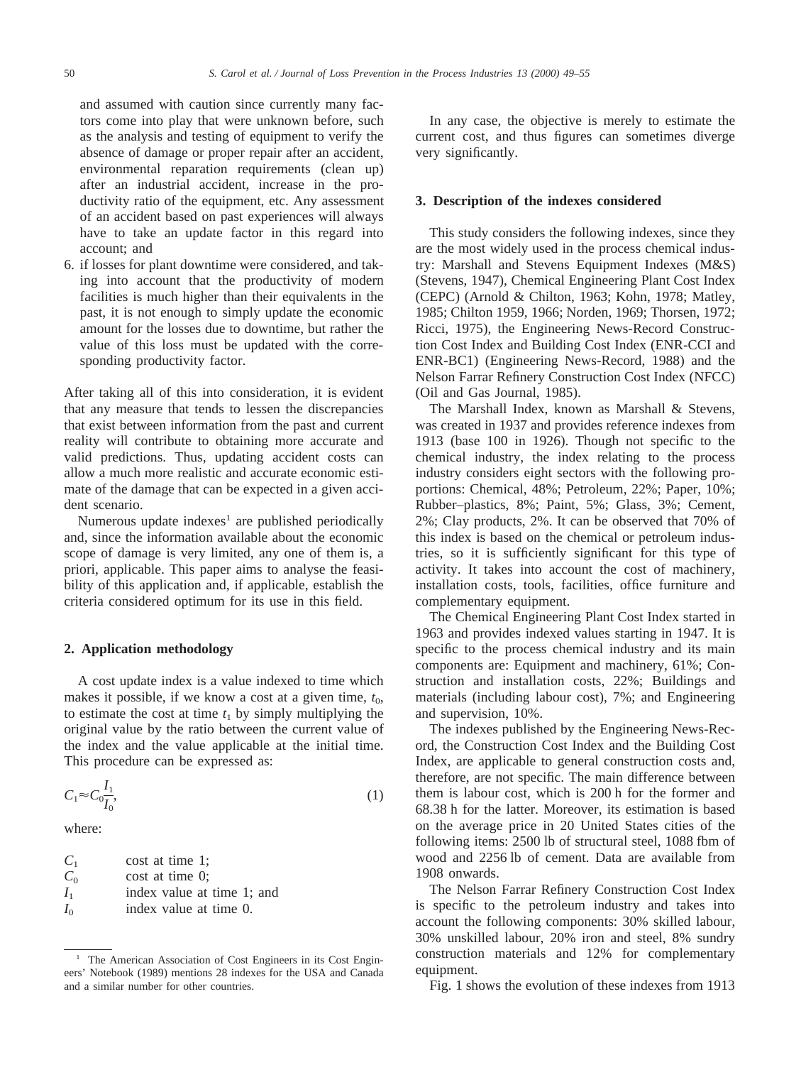and assumed with caution since currently many factors come into play that were unknown before, such as the analysis and testing of equipment to verify the absence of damage or proper repair after an accident, environmental reparation requirements (clean up) after an industrial accident, increase in the productivity ratio of the equipment, etc. Any assessment of an accident based on past experiences will always have to take an update factor in this regard into account; and

6. if losses for plant downtime were considered, and taking into account that the productivity of modern facilities is much higher than their equivalents in the past, it is not enough to simply update the economic amount for the losses due to downtime, but rather the value of this loss must be updated with the corresponding productivity factor.

After taking all of this into consideration, it is evident that any measure that tends to lessen the discrepancies that exist between information from the past and current reality will contribute to obtaining more accurate and valid predictions. Thus, updating accident costs can allow a much more realistic and accurate economic estimate of the damage that can be expected in a given accident scenario.

Numerous update indexes[1] are published periodically and, since the information available about the economic scope of damage is very limited, any one of them is, a priori, applicable. This paper aims to analyse the feasibility of this application and, if applicable, establish the criteria considered optimum for its use in this field.

## 2. Application methodology

A cost update index is a value indexed to time which makes it possible, if we know a cost at a given time, $t_0$, to estimate the cost at time $t_1$ by simply multiplying the original value by the ratio between the current value of the index and the value applicable at the initial time. This procedure can be expressed as:

$$C_1 \approx C_0 \frac{I_1}{I_0}, \tag{1}$$

where:

| | |
|---|---|
| $C_1$ | cost at time 1; |
| $C_0$ | cost at time 0; |
| $I_1$ | index value at time 1; and |
| $I_0$ | index value at time 0. |

In any case, the objective is merely to estimate the current cost, and thus figures can sometimes diverge very significantly.

## 3. Description of the indexes considered

This study considers the following indexes, since they are the most widely used in the process chemical industry: Marshall and Stevens Equipment Indexes (M&S) (Stevens, 1947), Chemical Engineering Plant Cost Index (CEPC) (Arnold & Chilton, 1963; Kohn, 1978; Matley, 1985; Chilton 1959, 1966; Norden, 1969; Thorsen, 1972; Ricci, 1975), the Engineering News-Record Construction Cost Index and Building Cost Index (ENR-CCI and ENR-BC1) (Engineering News-Record, 1988) and the Nelson Farrar Refinery Construction Cost Index (NFCC) (Oil and Gas Journal, 1985).

The Marshall Index, known as Marshall & Stevens, was created in 1937 and provides reference indexes from 1913 (base 100 in 1926). Though not specific to the chemical industry, the index relating to the process industry considers eight sectors with the following proportions: Chemical, 48%; Petroleum, 22%; Paper, 10%; Rubber–plastics, 8%; Paint, 5%; Glass, 3%; Cement, 2%; Clay products, 2%. It can be observed that 70% of this index is based on the chemical or petroleum industries, so it is sufficiently significant for this type of activity. It takes into account the cost of machinery, installation costs, tools, facilities, office furniture and complementary equipment.

The Chemical Engineering Plant Cost Index started in 1963 and provides indexed values starting in 1947. It is specific to the process chemical industry and its main components are: Equipment and machinery, 61%; Construction and installation costs, 22%; Buildings and materials (including labour cost), 7%; and Engineering and supervision, 10%.

The indexes published by the Engineering News-Record, the Construction Cost Index and the Building Cost Index, are applicable to general construction costs and, therefore, are not specific. The main difference between them is labour cost, which is 200 h for the former and 68.38 h for the latter. Moreover, its estimation is based on the average price in 20 United States cities of the following items: 2500 lb of structural steel, 1088 fbm of wood and 2256 lb of cement. Data are available from 1908 onwards.

The Nelson Farrar Refinery Construction Cost Index is specific to the petroleum industry and takes into account the following components: 30% skilled labour, 30% unskilled labour, 20% iron and steel, 8% sundry construction materials and 12% for complementary equipment.

Fig. 1 shows the evolution of these indexes from 1913

[1] The American Association of Cost Engineers in its Cost Engineers' Notebook (1989) mentions 28 indexes for the USA and Canada and a similar number for other countries.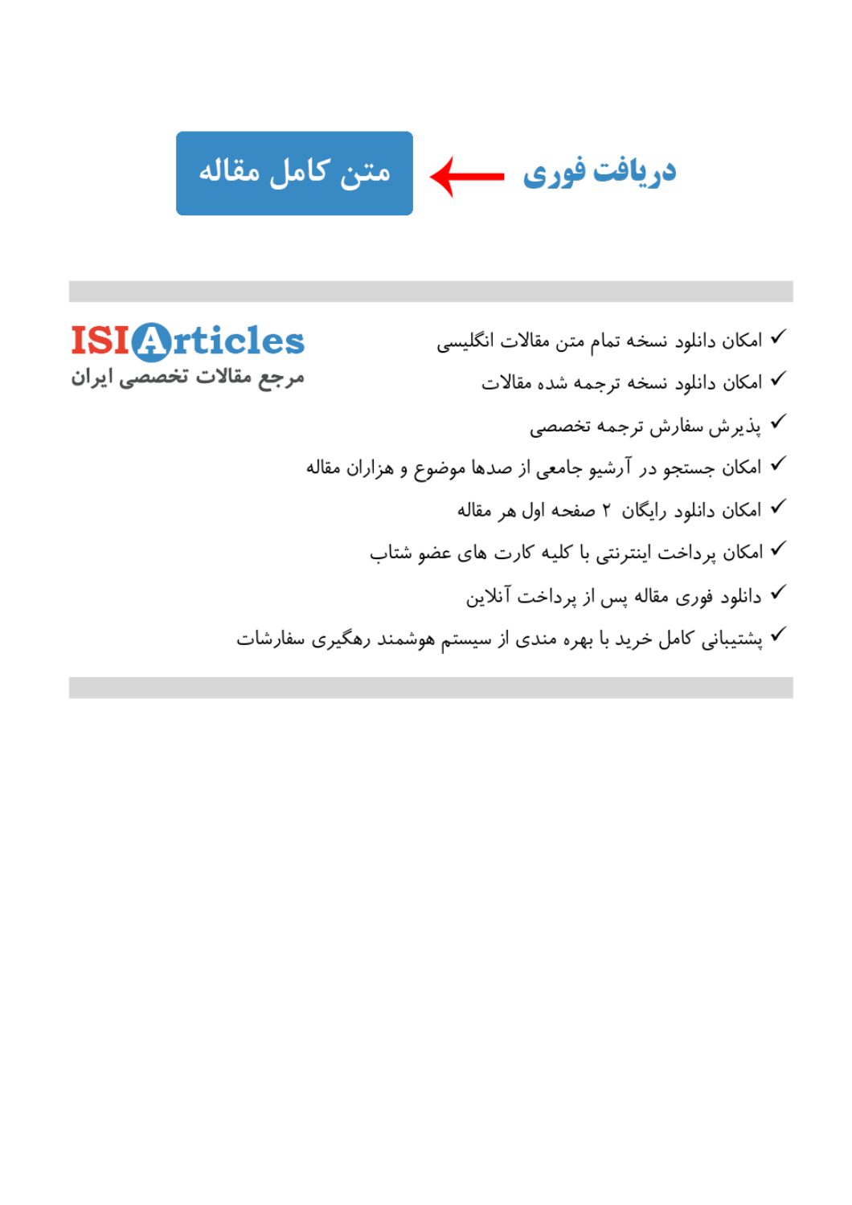**دریافت فوری** ← **متن کامل مقاله**

**ISIArticles**
**مرجع مقالات تخصصی ایران**

- ✓ امکان دانلود نسخه تمام متن مقالات انگلیسی
- ✓ امکان دانلود نسخه ترجمه شده مقالات
- ✓ پذیرش سفارش ترجمه تخصصی
- ✓ امکان جستجو در آرشیو جامعی از صدها موضوع و هزاران مقاله
- ✓ امکان دانلود رایگان ۲ صفحه اول هر مقاله
- ✓ امکان پرداخت اینترنتی با کلیه کارت های عضو شتاب
- ✓ دانلود فوری مقاله پس از پرداخت آنلاین
- ✓ پشتیبانی کامل خرید با بهره مندی از سیستم هوشمند رهگیری سفارشات